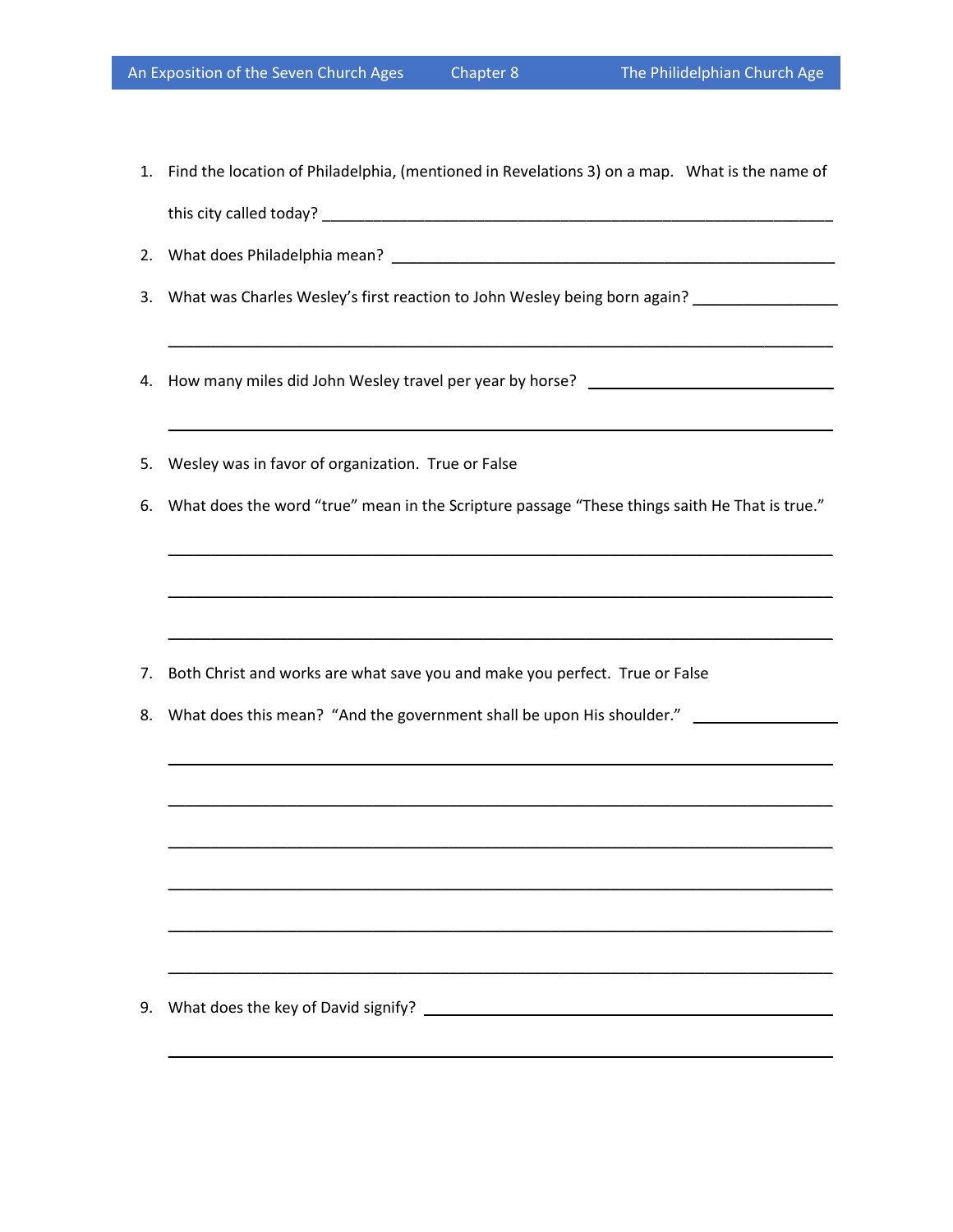1. Find the location of Philadelphia, (mentioned in Revelations 3) on a map. What is the name of this city called today? ______________________________________________

2. What does Philadelphia mean? ______________________________________________

3. What was Charles Wesley's first reaction to John Wesley being born again? ______________

   ______________________________________________

4. How many miles did John Wesley travel per year by horse? ______________________

   ______________________________________________

5. Wesley was in favor of organization. True or False

6. What does the word "true" mean in the Scripture passage "These things saith He That is true."

   ______________________________________________

   ______________________________________________

   ______________________________________________

7. Both Christ and works are what save you and make you perfect. True or False

8. What does this mean? "And the government shall be upon His shoulder." ______________

   ______________________________________________

   ______________________________________________

   ______________________________________________

   ______________________________________________

   ______________________________________________

   ______________________________________________

9. What does the key of David signify? ______________________________________________

   ______________________________________________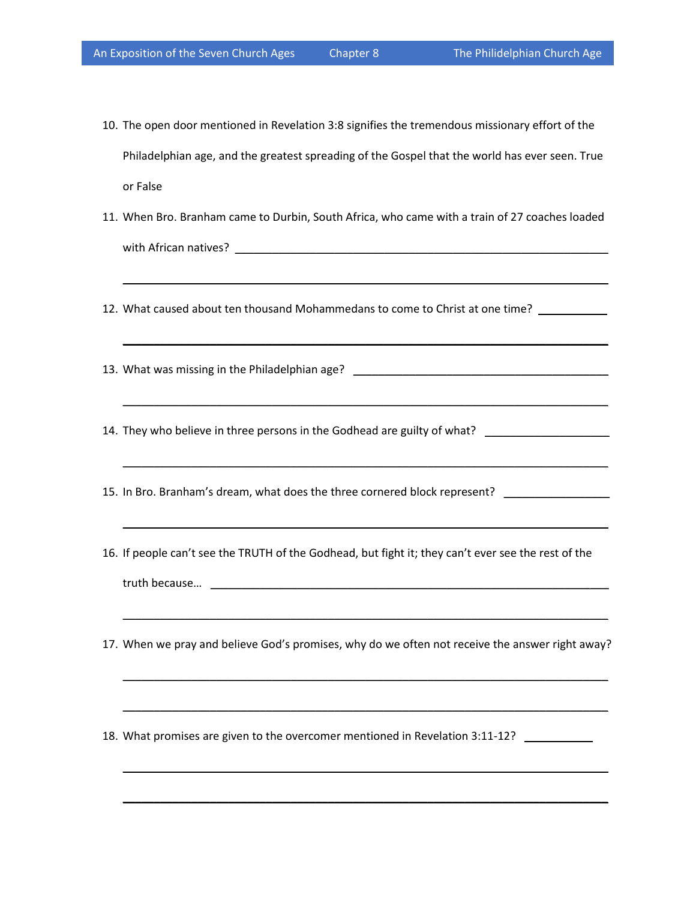10. The open door mentioned in Revelation 3:8 signifies the tremendous missionary effort of the Philidelphian age, and the greatest spreading of the Gospel that the world has ever seen. True or False

11. When Bro. Branham came to Durbin, South Africa, who came with a train of 27 coaches loaded with African natives? ____________________________________________

____________________________________________

12. What caused about ten thousand Mohammedans to come to Christ at one time? __________

____________________________________________

13. What was missing in the Philadelphian age? ____________________________________________

____________________________________________

14. They who believe in three persons in the Godhead are guilty of what? ____________________

____________________________________________

15. In Bro. Branham's dream, what does the three cornered block represent? ________________

____________________________________________

16. If people can't see the TRUTH of the Godhead, but fight it; they can't ever see the rest of the truth because… ____________________________________________

____________________________________________

17. When we pray and believe God's promises, why do we often not receive the answer right away?

____________________________________________

____________________________________________

18. What promises are given to the overcomer mentioned in Revelation 3:11-12? __________

____________________________________________

____________________________________________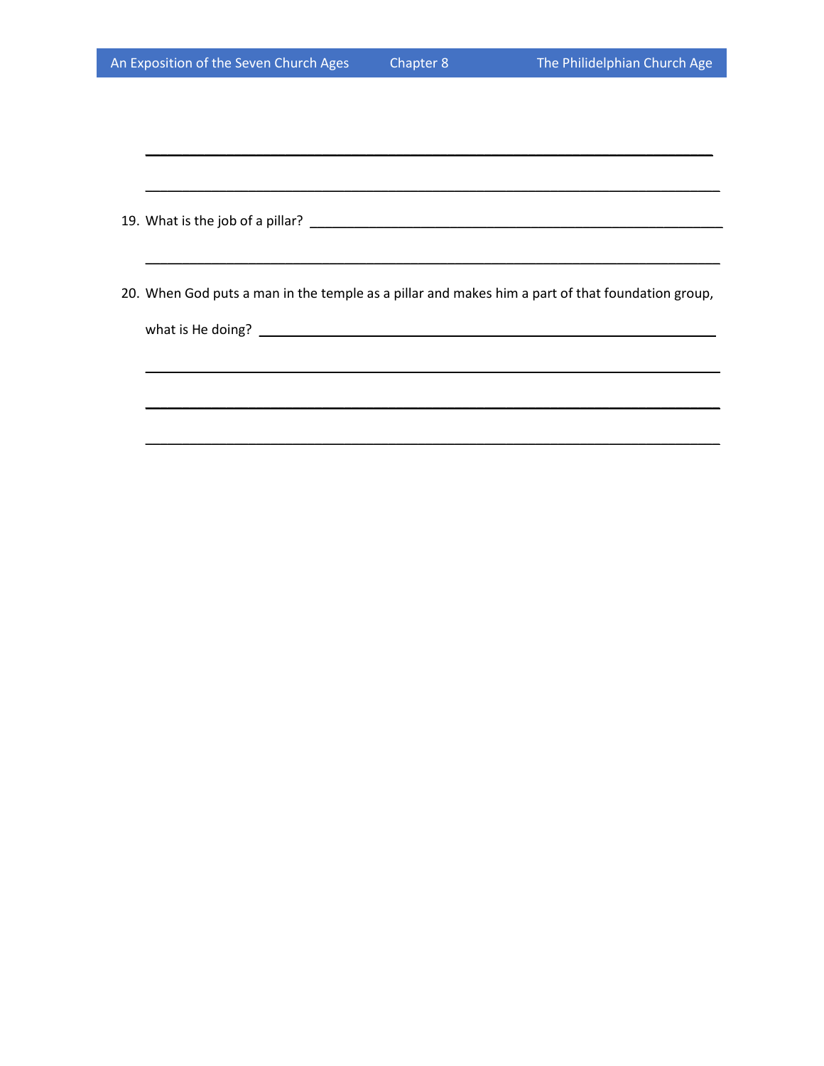\_\_\_\_\_\_\_\_\_\_\_\_\_\_\_\_\_\_\_\_\_\_\_\_\_\_\_\_\_\_\_\_\_\_\_\_\_\_\_\_\_\_\_\_\_\_\_\_\_\_\_\_\_\_\_\_\_\_\_\_\_\_\_\_\_\_\_\_\_

\_\_\_\_\_\_\_\_\_\_\_\_\_\_\_\_\_\_\_\_\_\_\_\_\_\_\_\_\_\_\_\_\_\_\_\_\_\_\_\_\_\_\_\_\_\_\_\_\_\_\_\_\_\_\_\_\_\_\_\_\_\_\_\_\_\_\_\_\_

19. What is the job of a pillar? \_\_\_\_\_\_\_\_\_\_\_\_\_\_\_\_\_\_\_\_\_\_\_\_\_\_\_\_\_\_\_\_\_\_\_\_\_\_\_\_\_\_\_\_\_\_\_\_\_\_

    \_\_\_\_\_\_\_\_\_\_\_\_\_\_\_\_\_\_\_\_\_\_\_\_\_\_\_\_\_\_\_\_\_\_\_\_\_\_\_\_\_\_\_\_\_\_\_\_\_\_\_\_\_\_\_\_\_\_\_\_\_\_\_\_\_\_\_\_\_

20. When God puts a man in the temple as a pillar and makes him a part of that foundation group, what is He doing? \_\_\_\_\_\_\_\_\_\_\_\_\_\_\_\_\_\_\_\_\_\_\_\_\_\_\_\_\_\_\_\_\_\_\_\_\_\_\_\_\_\_\_\_\_\_\_\_\_\_\_\_\_\_\_\_

    \_\_\_\_\_\_\_\_\_\_\_\_\_\_\_\_\_\_\_\_\_\_\_\_\_\_\_\_\_\_\_\_\_\_\_\_\_\_\_\_\_\_\_\_\_\_\_\_\_\_\_\_\_\_\_\_\_\_\_\_\_\_\_\_\_\_\_\_\_

    \_\_\_\_\_\_\_\_\_\_\_\_\_\_\_\_\_\_\_\_\_\_\_\_\_\_\_\_\_\_\_\_\_\_\_\_\_\_\_\_\_\_\_\_\_\_\_\_\_\_\_\_\_\_\_\_\_\_\_\_\_\_\_\_\_\_\_\_\_

    \_\_\_\_\_\_\_\_\_\_\_\_\_\_\_\_\_\_\_\_\_\_\_\_\_\_\_\_\_\_\_\_\_\_\_\_\_\_\_\_\_\_\_\_\_\_\_\_\_\_\_\_\_\_\_\_\_\_\_\_\_\_\_\_\_\_\_\_\_